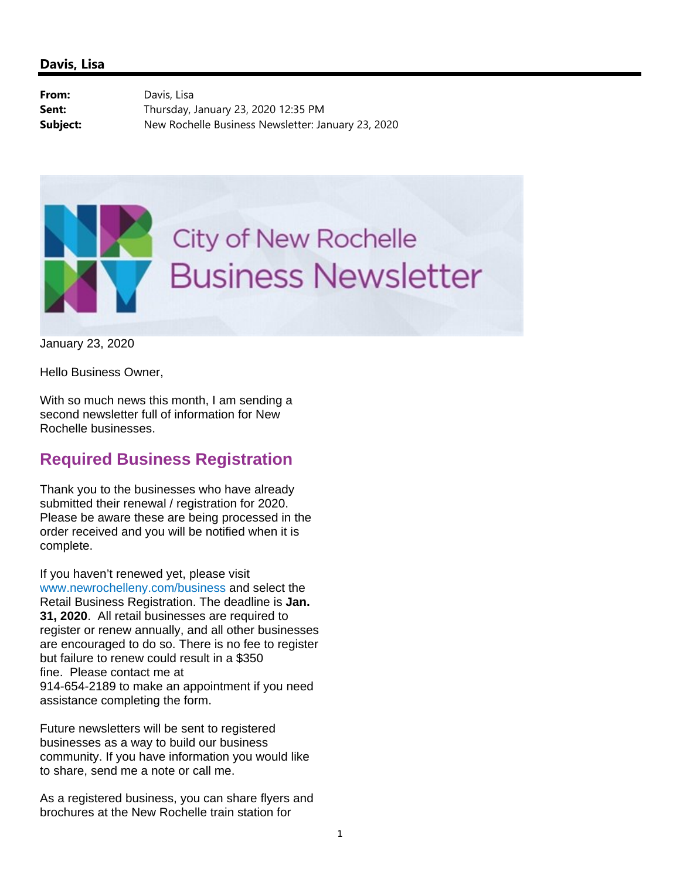**Davis, Lisa**

**From:** Davis, Lisa
**Sent:** Thursday, January 23, 2020 12:35 PM
**Subject:** New Rochelle Business Newsletter: January 23, 2020

City of New Rochelle Business Newsletter

January 23, 2020

Hello Business Owner,

With so much news this month, I am sending a second newsletter full of information for New Rochelle businesses.

## Required Business Registration

Thank you to the businesses who have already submitted their renewal / registration for 2020. Please be aware these are being processed in the order received and you will be notified when it is complete.

If you haven't renewed yet, please visit www.newrochelleny.com/business and select the Retail Business Registration. The deadline is **Jan. 31, 2020**. All retail businesses are required to register or renew annually, and all other businesses are encouraged to do so. There is no fee to register but failure to renew could result in a $350 fine. Please contact me at 914-654-2189 to make an appointment if you need assistance completing the form.

Future newsletters will be sent to registered businesses as a way to build our business community. If you have information you would like to share, send me a note or call me.

As a registered business, you can share flyers and brochures at the New Rochelle train station for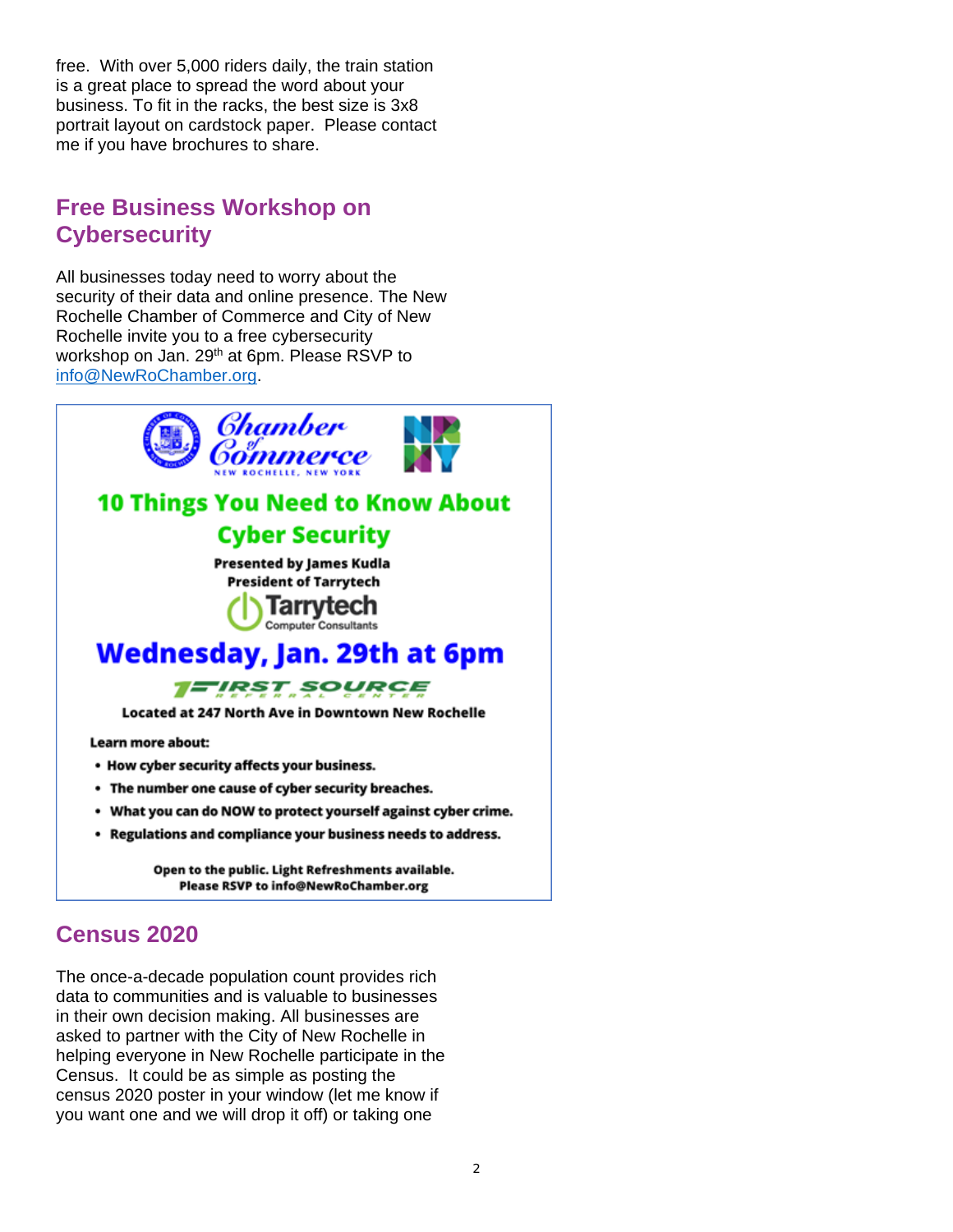free. With over 5,000 riders daily, the train station is a great place to spread the word about your business. To fit in the racks, the best size is 3x8 portrait layout on cardstock paper. Please contact me if you have brochures to share.

## Free Business Workshop on Cybersecurity

All businesses today need to worry about the security of their data and online presence. The New Rochelle Chamber of Commerce and City of New Rochelle invite you to a free cybersecurity workshop on Jan. 29th at 6pm. Please RSVP to info@NewRoChamber.org.

Chamber of Commerce
NEW ROCHELLE, NEW YORK

NR NY

**10 Things You Need to Know About Cyber Security**

**Presented by James Kudla**
**President of Tarrytech**

Tarrytech
Computer Consultants

**Wednesday, Jan. 29th at 6pm**

FIRST SOURCE
REFERRAL CENTER

**Located at 247 North Ave in Downtown New Rochelle**

**Learn more about:**

- **How cyber security affects your business.**
- **The number one cause of cyber security breaches.**
- **What you can do NOW to protect yourself against cyber crime.**
- **Regulations and compliance your business needs to address.**

**Open to the public. Light Refreshments available.**
**Please RSVP to info@NewRoChamber.org**

## Census 2020

The once-a-decade population count provides rich data to communities and is valuable to businesses in their own decision making. All businesses are asked to partner with the City of New Rochelle in helping everyone in New Rochelle participate in the Census. It could be as simple as posting the census 2020 poster in your window (let me know if you want one and we will drop it off) or taking one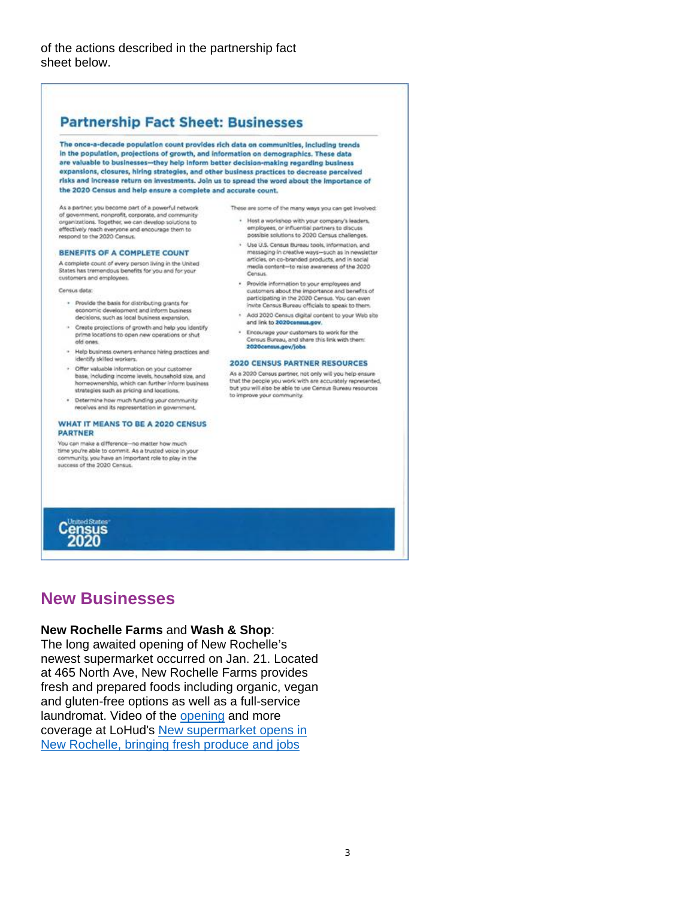of the actions described in the partnership fact sheet below.

## Partnership Fact Sheet: Businesses

**The once-a-decade population count provides rich data on communities, including trends in the population, projections of growth, and information on demographics. These data are valuable to businesses—they help inform better decision-making regarding business expansions, closures, hiring strategies, and other business practices to decrease perceived risks and increase return on investments. Join us to spread the word about the importance of the 2020 Census and help ensure a complete and accurate count.**

As a partner, you become part of a powerful network of government, nonprofit, corporate, and community organizations. Together, we can develop solutions to effectively reach everyone and encourage them to respond to the 2020 Census.

### BENEFITS OF A COMPLETE COUNT

A complete count of every person living in the United States has tremendous benefits for you and for your customers and employees.

Census data:

- Provide the basis for distributing grants for economic development and inform business decisions, such as local business expansion.
- Create projections of growth and help you identify prime locations to open new operations or shut old ones.
- Help business owners enhance hiring practices and identify skilled workers.
- Offer valuable information on your customer base, including income levels, household size, and homeownership, which can further inform business strategies such as pricing and locations.
- Determine how much funding your community receives and its representation in government.

### WHAT IT MEANS TO BE A 2020 CENSUS PARTNER

You can make a difference—no matter how much time you're able to commit. As a trusted voice in your community, you have an important role to play in the success of the 2020 Census.

These are some of the many ways you can get involved:

- Host a workshop with your company's leaders, employees, or influential partners to discuss possible solutions to 2020 Census challenges.
- Use U.S. Census Bureau tools, information, and messaging in creative ways—such as in newsletter articles, on co-branded products, and in social media content—to raise awareness of the 2020 Census.
- Provide information to your employees and customers about the importance and benefits of participating in the 2020 Census. You can even invite Census Bureau officials to speak to them.
- Add 2020 Census digital content to your Web site and link to **2020census.gov**.
- Encourage your customers to work for the Census Bureau, and share this link with them: **2020census.gov/jobs**

### 2020 CENSUS PARTNER RESOURCES

As a 2020 Census partner, not only will you help ensure that the people you work with are accurately represented, but you will also be able to use Census Bureau resources to improve your community.

United States Census 2020

## New Businesses

**New Rochelle Farms** and **Wash & Shop**:
The long awaited opening of New Rochelle's newest supermarket occurred on Jan. 21. Located at 465 North Ave, New Rochelle Farms provides fresh and prepared foods including organic, vegan and gluten-free options as well as a full-service laundromat. Video of the opening and more coverage at LoHud's New supermarket opens in New Rochelle, bringing fresh produce and jobs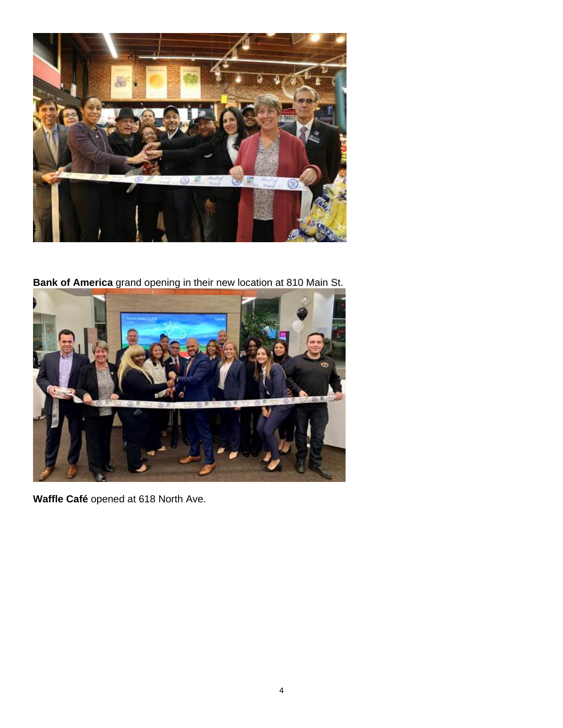**Bank of America** grand opening in their new location at 810 Main St.

**Waffle Café** opened at 618 North Ave.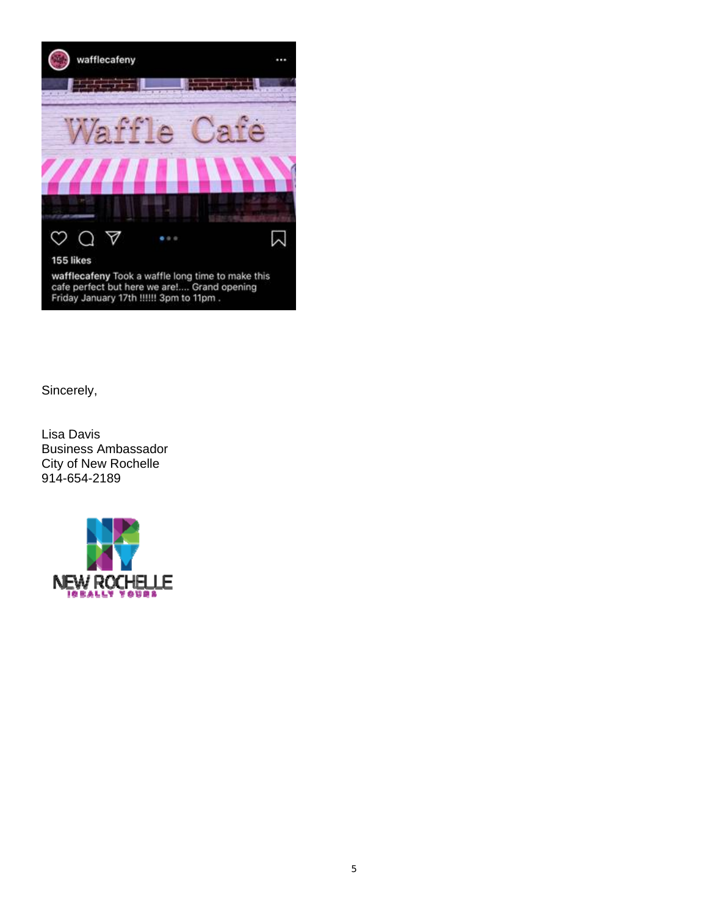wafflecafeny

Waffle Cafe

155 likes

wafflecafeny Took a waffle long time to make this cafe perfect but here we are!.... Grand opening Friday January 17th !!!!!! 3pm to 11pm .

Sincerely,

Lisa Davis
Business Ambassador
City of New Rochelle
914-654-2189